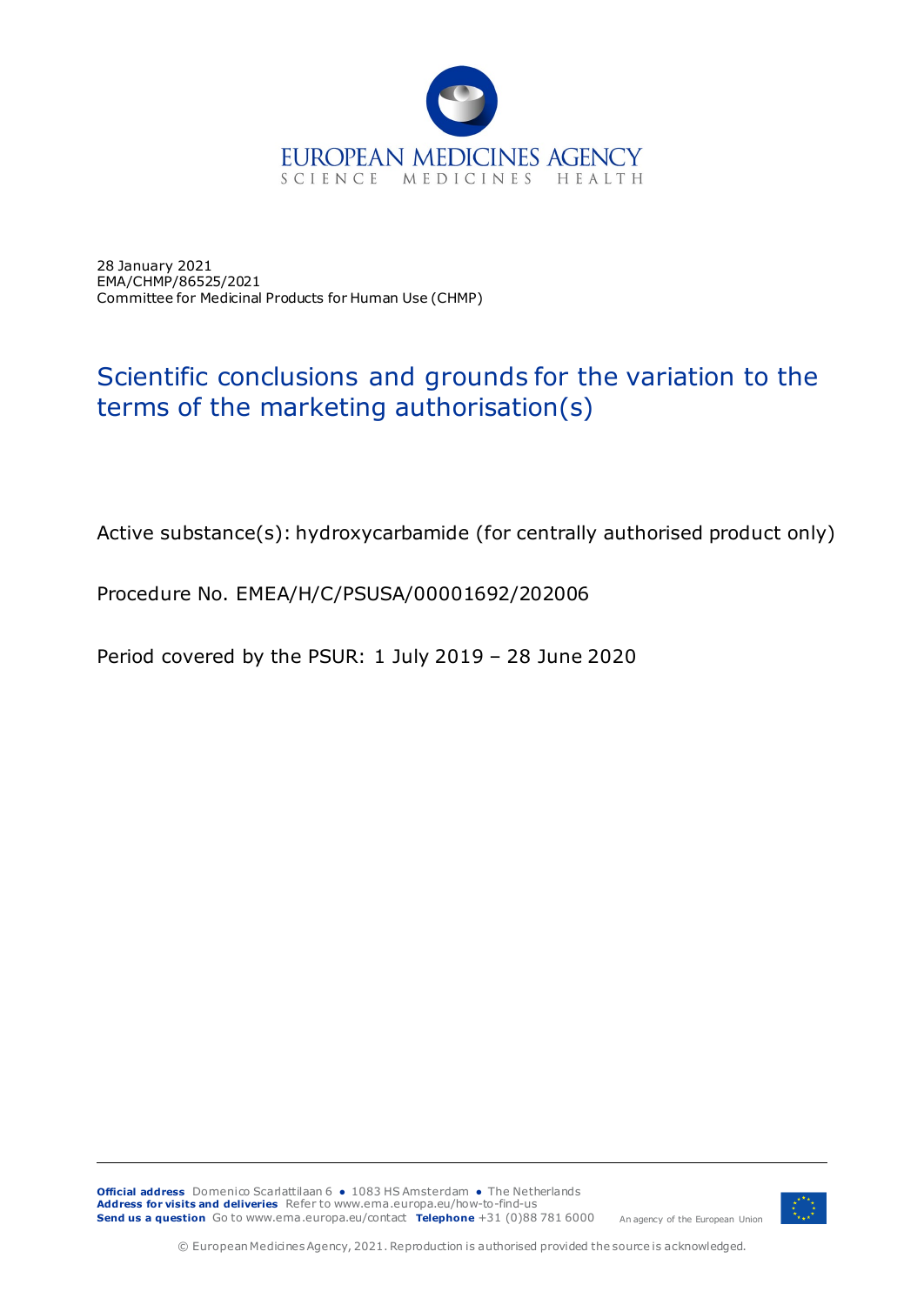EUROPEAN MEDICINES AGENCY
SCIENCE MEDICINES HEALTH

28 January 2021
EMA/CHMP/86525/2021
Committee for Medicinal Products for Human Use (CHMP)

# Scientific conclusions and grounds for the variation to the terms of the marketing authorisation(s)

Active substance(s): hydroxycarbamide (for centrally authorised product only)

Procedure No. EMEA/H/C/PSUSA/00001692/202006

Period covered by the PSUR: 1 July 2019 – 28 June 2020

**Official address** Domenico Scarlattilaan 6 ● 1083 HS Amsterdam ● The Netherlands
**Address for visits and deliveries** Refer to www.ema.europa.eu/how-to-find-us
**Send us a question** Go to www.ema.europa.eu/contact **Telephone** +31 (0)88 781 6000

An agency of the European Union

© European Medicines Agency, 2021. Reproduction is authorised provided the source is acknowledged.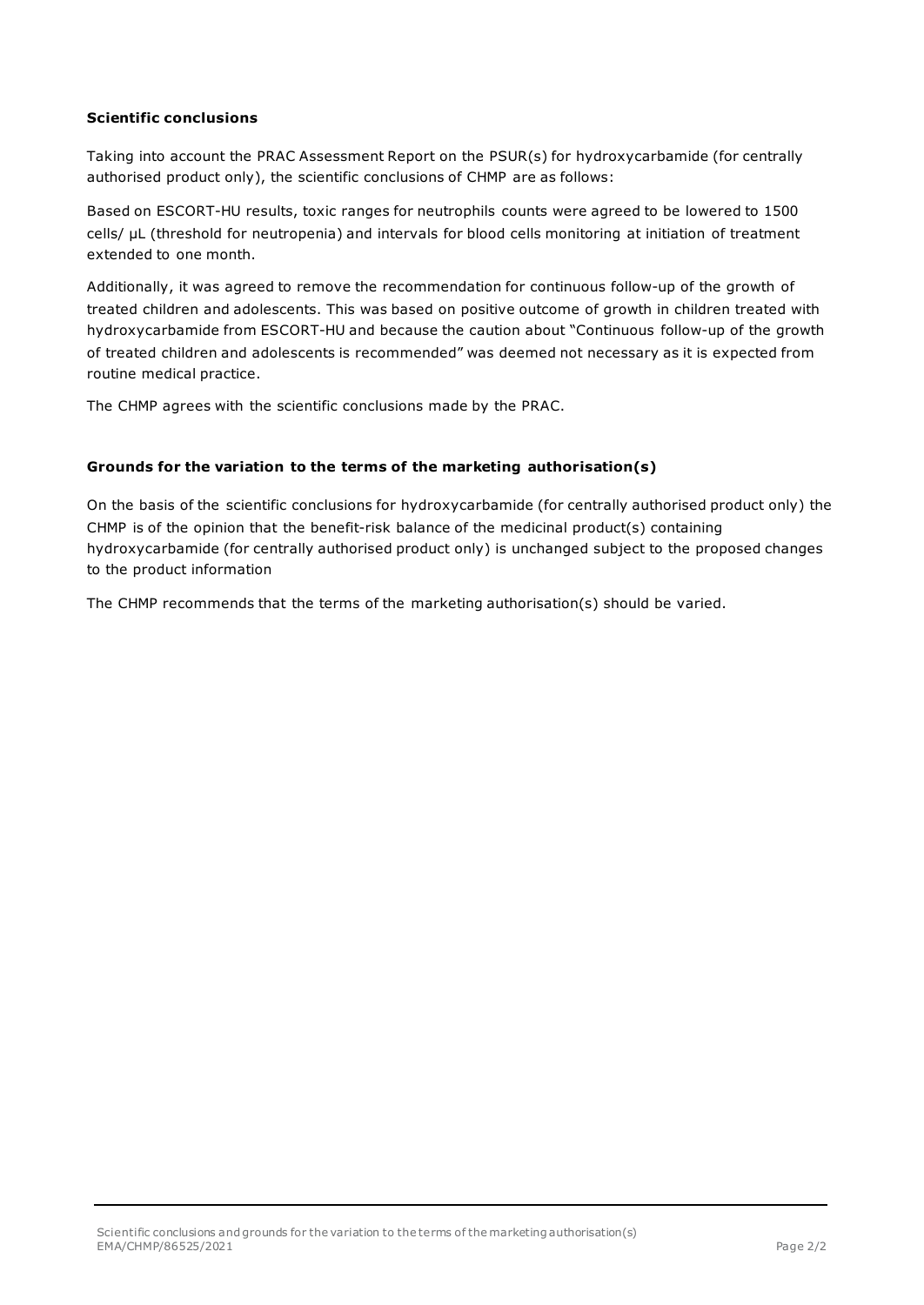**Scientific conclusions**

Taking into account the PRAC Assessment Report on the PSUR(s) for hydroxycarbamide (for centrally authorised product only), the scientific conclusions of CHMP are as follows:

Based on ESCORT-HU results, toxic ranges for neutrophils counts were agreed to be lowered to 1500 cells/ µL (threshold for neutropenia) and intervals for blood cells monitoring at initiation of treatment extended to one month.

Additionally, it was agreed to remove the recommendation for continuous follow-up of the growth of treated children and adolescents. This was based on positive outcome of growth in children treated with hydroxycarbamide from ESCORT-HU and because the caution about "Continuous follow-up of the growth of treated children and adolescents is recommended" was deemed not necessary as it is expected from routine medical practice.

The CHMP agrees with the scientific conclusions made by the PRAC.

**Grounds for the variation to the terms of the marketing authorisation(s)**

On the basis of the scientific conclusions for hydroxycarbamide (for centrally authorised product only) the CHMP is of the opinion that the benefit-risk balance of the medicinal product(s) containing hydroxycarbamide (for centrally authorised product only) is unchanged subject to the proposed changes to the product information

The CHMP recommends that the terms of the marketing authorisation(s) should be varied.